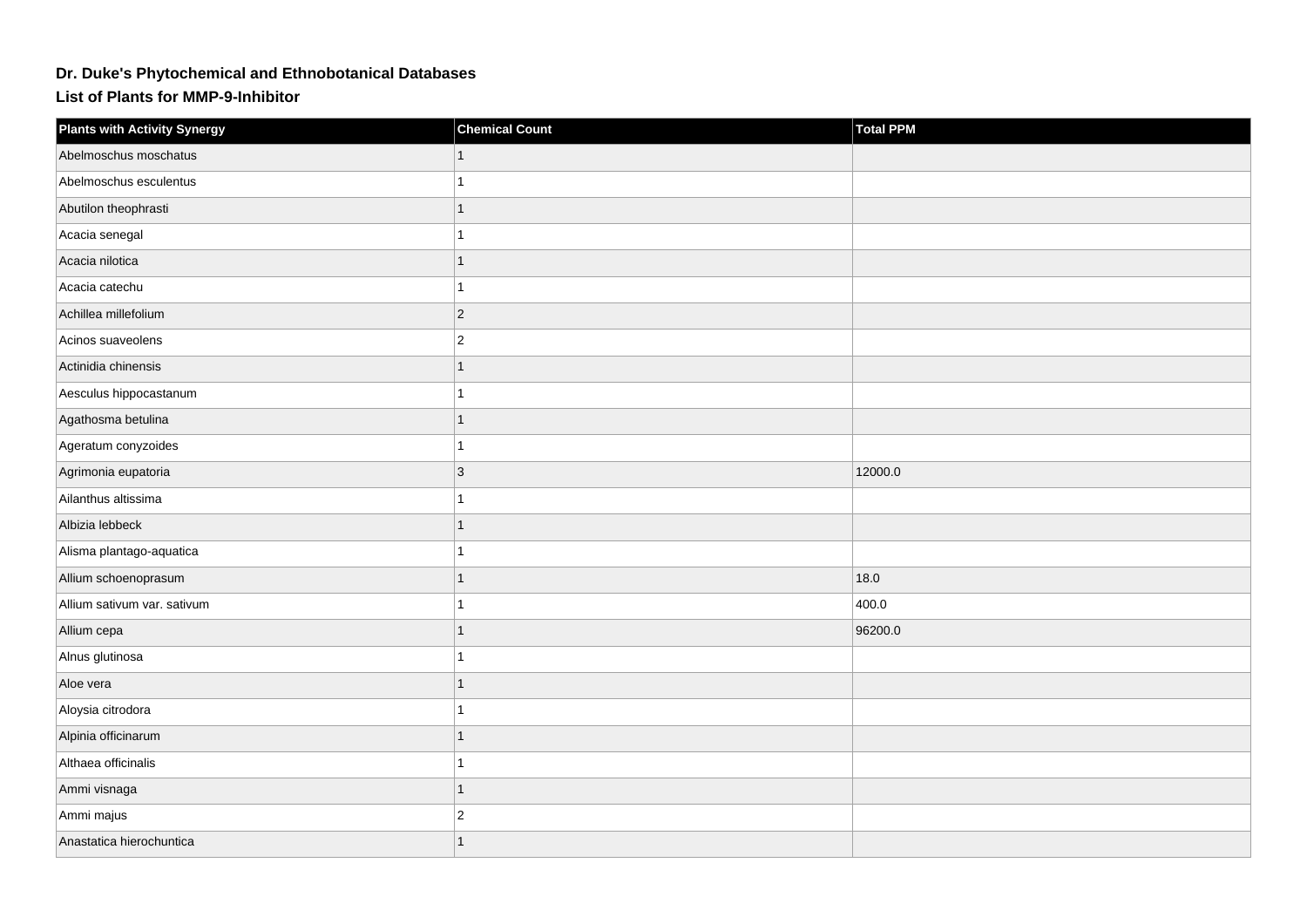# Dr. Duke's Phytochemical and Ethnobotanical Databases

## List of Plants for MMP-9-Inhibitor

| Plants with Activity Synergy | Chemical Count | Total PPM |
| --- | --- | --- |
| Abelmoschus moschatus | 1 | |
| Abelmoschus esculentus | 1 | |
| Abutilon theophrasti | 1 | |
| Acacia senegal | 1 | |
| Acacia nilotica | 1 | |
| Acacia catechu | 1 | |
| Achillea millefolium | 2 | |
| Acinos suaveolens | 2 | |
| Actinidia chinensis | 1 | |
| Aesculus hippocastanum | 1 | |
| Agathosma betulina | 1 | |
| Ageratum conyzoides | 1 | |
| Agrimonia eupatoria | 3 | 12000.0 |
| Ailanthus altissima | 1 | |
| Albizia lebbeck | 1 | |
| Alisma plantago-aquatica | 1 | |
| Allium schoenoprasum | 1 | 18.0 |
| Allium sativum var. sativum | 1 | 400.0 |
| Allium cepa | 1 | 96200.0 |
| Alnus glutinosa | 1 | |
| Aloe vera | 1 | |
| Aloysia citrodora | 1 | |
| Alpinia officinarum | 1 | |
| Althaea officinalis | 1 | |
| Ammi visnaga | 1 | |
| Ammi majus | 2 | |
| Anastatica hierochuntica | 1 | |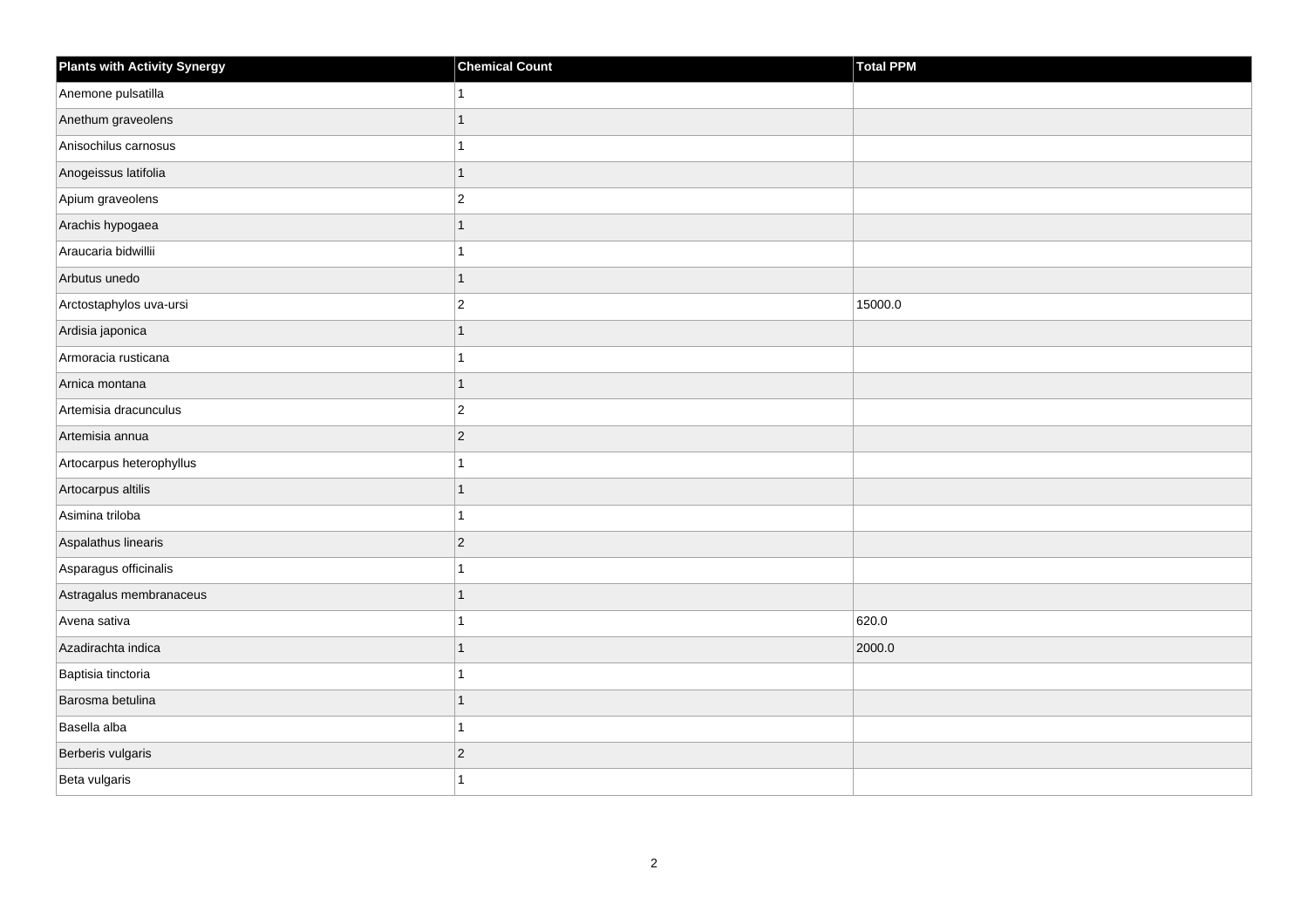| Plants with Activity Synergy | Chemical Count | Total PPM |
| --- | --- | --- |
| Anemone pulsatilla | 1 | |
| Anethum graveolens | 1 | |
| Anisochilus carnosus | 1 | |
| Anogeissus latifolia | 1 | |
| Apium graveolens | 2 | |
| Arachis hypogaea | 1 | |
| Araucaria bidwillii | 1 | |
| Arbutus unedo | 1 | |
| Arctostaphylos uva-ursi | 2 | 15000.0 |
| Ardisia japonica | 1 | |
| Armoracia rusticana | 1 | |
| Arnica montana | 1 | |
| Artemisia dracunculus | 2 | |
| Artemisia annua | 2 | |
| Artocarpus heterophyllus | 1 | |
| Artocarpus altilis | 1 | |
| Asimina triloba | 1 | |
| Aspalathus linearis | 2 | |
| Asparagus officinalis | 1 | |
| Astragalus membranaceus | 1 | |
| Avena sativa | 1 | 620.0 |
| Azadirachta indica | 1 | 2000.0 |
| Baptisia tinctoria | 1 | |
| Barosma betulina | 1 | |
| Basella alba | 1 | |
| Berberis vulgaris | 2 | |
| Beta vulgaris | 1 | |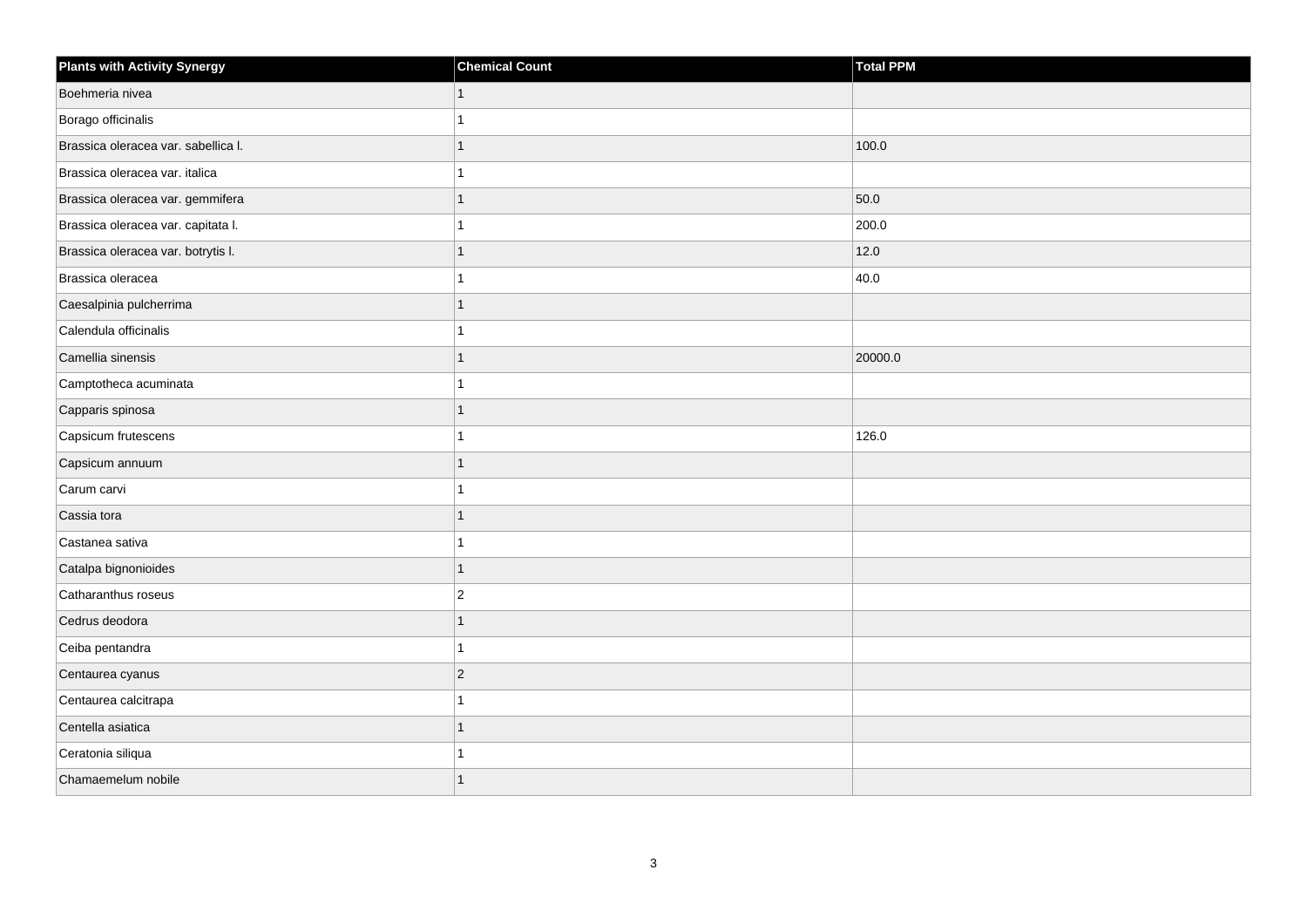| Plants with Activity Synergy | Chemical Count | Total PPM |
|---|---|---|
| Boehmeria nivea | 1 | |
| Borago officinalis | 1 | |
| Brassica oleracea var. sabellica l. | 1 | 100.0 |
| Brassica oleracea var. italica | 1 | |
| Brassica oleracea var. gemmifera | 1 | 50.0 |
| Brassica oleracea var. capitata l. | 1 | 200.0 |
| Brassica oleracea var. botrytis l. | 1 | 12.0 |
| Brassica oleracea | 1 | 40.0 |
| Caesalpinia pulcherrima | 1 | |
| Calendula officinalis | 1 | |
| Camellia sinensis | 1 | 20000.0 |
| Camptotheca acuminata | 1 | |
| Capparis spinosa | 1 | |
| Capsicum frutescens | 1 | 126.0 |
| Capsicum annuum | 1 | |
| Carum carvi | 1 | |
| Cassia tora | 1 | |
| Castanea sativa | 1 | |
| Catalpa bignonioides | 1 | |
| Catharanthus roseus | 2 | |
| Cedrus deodora | 1 | |
| Ceiba pentandra | 1 | |
| Centaurea cyanus | 2 | |
| Centaurea calcitrapa | 1 | |
| Centella asiatica | 1 | |
| Ceratonia siliqua | 1 | |
| Chamaemelum nobile | 1 | |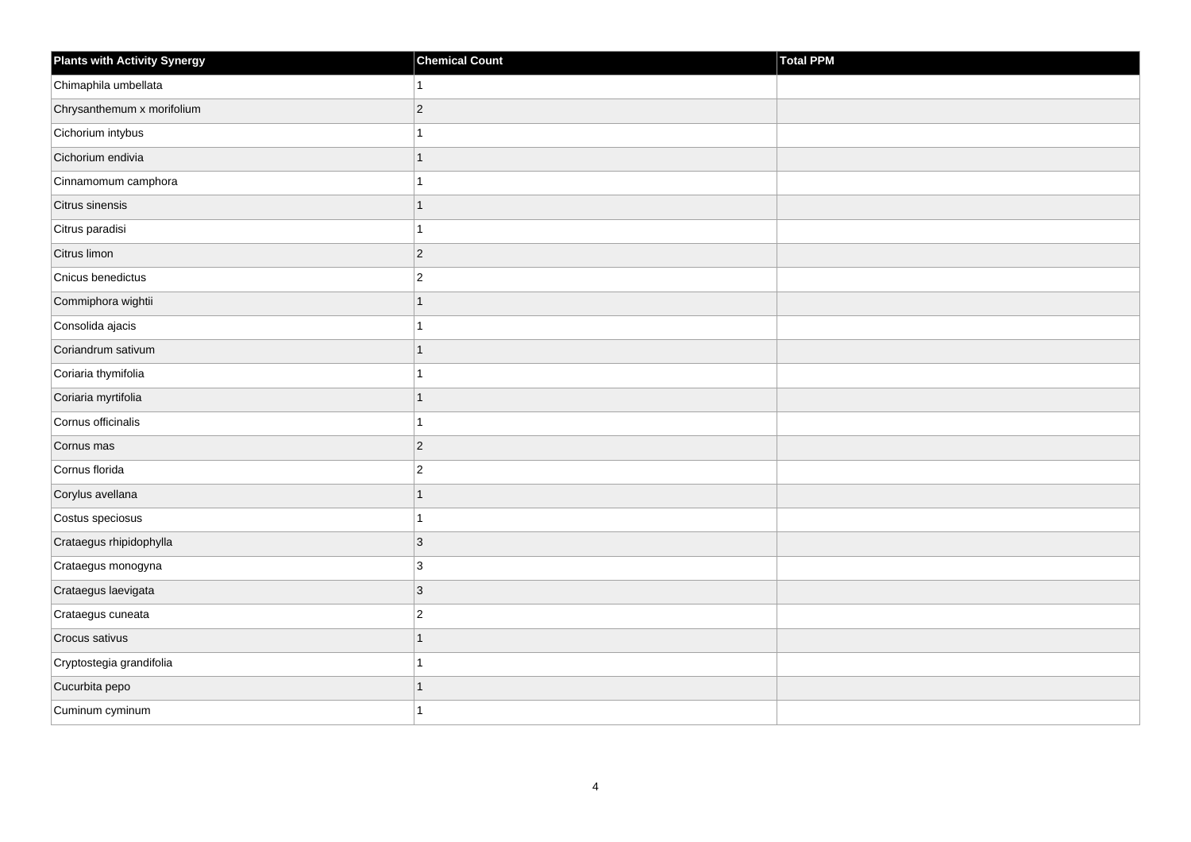| Plants with Activity Synergy | Chemical Count | Total PPM |
| --- | --- | --- |
| Chimaphila umbellata | 1 | |
| Chrysanthemum x morifolium | 2 | |
| Cichorium intybus | 1 | |
| Cichorium endivia | 1 | |
| Cinnamomum camphora | 1 | |
| Citrus sinensis | 1 | |
| Citrus paradisi | 1 | |
| Citrus limon | 2 | |
| Cnicus benedictus | 2 | |
| Commiphora wightii | 1 | |
| Consolida ajacis | 1 | |
| Coriandrum sativum | 1 | |
| Coriaria thymifolia | 1 | |
| Coriaria myrtifolia | 1 | |
| Cornus officinalis | 1 | |
| Cornus mas | 2 | |
| Cornus florida | 2 | |
| Corylus avellana | 1 | |
| Costus speciosus | 1 | |
| Crataegus rhipidophylla | 3 | |
| Crataegus monogyna | 3 | |
| Crataegus laevigata | 3 | |
| Crataegus cuneata | 2 | |
| Crocus sativus | 1 | |
| Cryptostegia grandifolia | 1 | |
| Cucurbita pepo | 1 | |
| Cuminum cyminum | 1 | |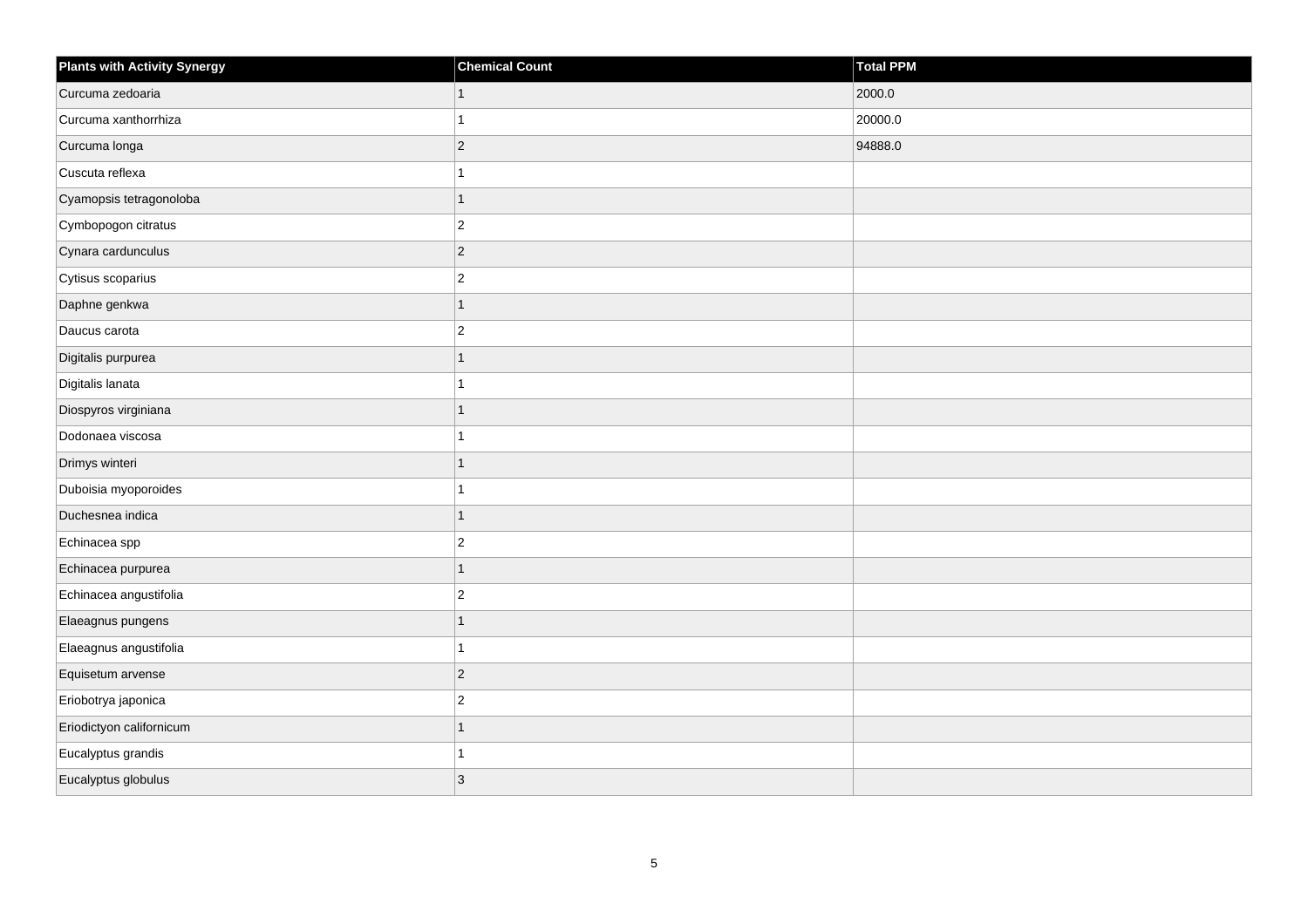| Plants with Activity Synergy | Chemical Count | Total PPM |
| --- | --- | --- |
| Curcuma zedoaria | 1 | 2000.0 |
| Curcuma xanthorrhiza | 1 | 20000.0 |
| Curcuma longa | 2 | 94888.0 |
| Cuscuta reflexa | 1 | |
| Cyamopsis tetragonoloba | 1 | |
| Cymbopogon citratus | 2 | |
| Cynara cardunculus | 2 | |
| Cytisus scoparius | 2 | |
| Daphne genkwa | 1 | |
| Daucus carota | 2 | |
| Digitalis purpurea | 1 | |
| Digitalis lanata | 1 | |
| Diospyros virginiana | 1 | |
| Dodonaea viscosa | 1 | |
| Drimys winteri | 1 | |
| Duboisia myoporoides | 1 | |
| Duchesnea indica | 1 | |
| Echinacea spp | 2 | |
| Echinacea purpurea | 1 | |
| Echinacea angustifolia | 2 | |
| Elaeagnus pungens | 1 | |
| Elaeagnus angustifolia | 1 | |
| Equisetum arvense | 2 | |
| Eriobotrya japonica | 2 | |
| Eriodictyon californicum | 1 | |
| Eucalyptus grandis | 1 | |
| Eucalyptus globulus | 3 | |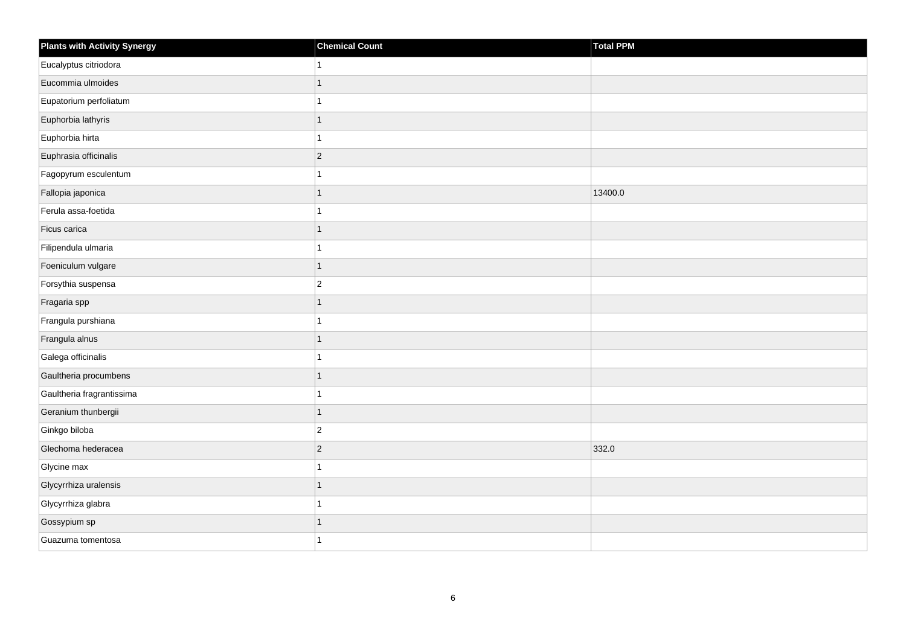| Plants with Activity Synergy | Chemical Count | Total PPM |
| --- | --- | --- |
| Eucalyptus citriodora | 1 | |
| Eucommia ulmoides | 1 | |
| Eupatorium perfoliatum | 1 | |
| Euphorbia lathyris | 1 | |
| Euphorbia hirta | 1 | |
| Euphrasia officinalis | 2 | |
| Fagopyrum esculentum | 1 | |
| Fallopia japonica | 1 | 13400.0 |
| Ferula assa-foetida | 1 | |
| Ficus carica | 1 | |
| Filipendula ulmaria | 1 | |
| Foeniculum vulgare | 1 | |
| Forsythia suspensa | 2 | |
| Fragaria spp | 1 | |
| Frangula purshiana | 1 | |
| Frangula alnus | 1 | |
| Galega officinalis | 1 | |
| Gaultheria procumbens | 1 | |
| Gaultheria fragrantissima | 1 | |
| Geranium thunbergii | 1 | |
| Ginkgo biloba | 2 | |
| Glechoma hederacea | 2 | 332.0 |
| Glycine max | 1 | |
| Glycyrrhiza uralensis | 1 | |
| Glycyrrhiza glabra | 1 | |
| Gossypium sp | 1 | |
| Guazuma tomentosa | 1 | |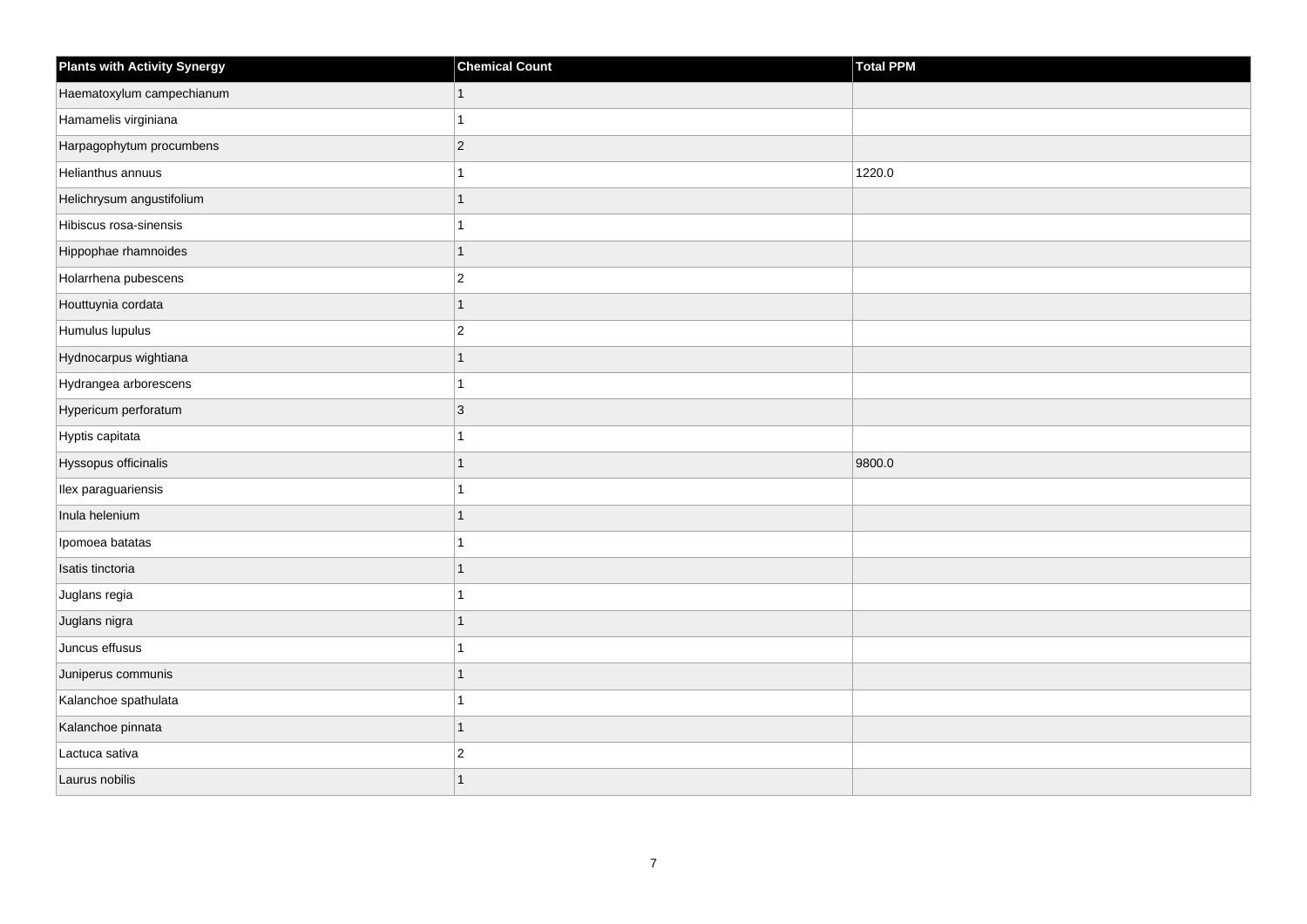| Plants with Activity Synergy | Chemical Count | Total PPM |
| --- | --- | --- |
| Haematoxylum campechianum | 1 | |
| Hamamelis virginiana | 1 | |
| Harpagophytum procumbens | 2 | |
| Helianthus annuus | 1 | 1220.0 |
| Helichrysum angustifolium | 1 | |
| Hibiscus rosa-sinensis | 1 | |
| Hippophae rhamnoides | 1 | |
| Holarrhena pubescens | 2 | |
| Houttuynia cordata | 1 | |
| Humulus lupulus | 2 | |
| Hydnocarpus wightiana | 1 | |
| Hydrangea arborescens | 1 | |
| Hypericum perforatum | 3 | |
| Hyptis capitata | 1 | |
| Hyssopus officinalis | 1 | 9800.0 |
| Ilex paraguariensis | 1 | |
| Inula helenium | 1 | |
| Ipomoea batatas | 1 | |
| Isatis tinctoria | 1 | |
| Juglans regia | 1 | |
| Juglans nigra | 1 | |
| Juncus effusus | 1 | |
| Juniperus communis | 1 | |
| Kalanchoe spathulata | 1 | |
| Kalanchoe pinnata | 1 | |
| Lactuca sativa | 2 | |
| Laurus nobilis | 1 | |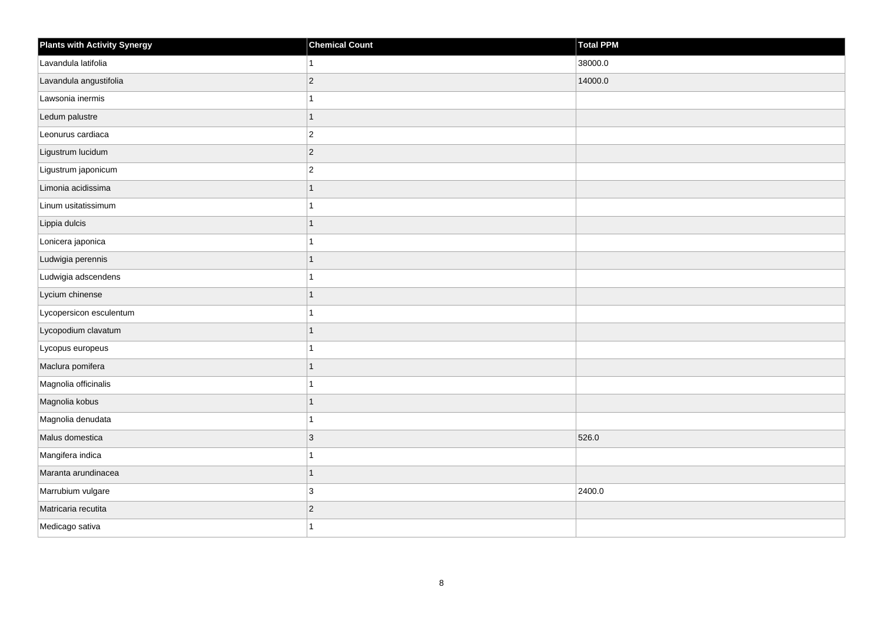| Plants with Activity Synergy | Chemical Count | Total PPM |
|---|---|---|
| Lavandula latifolia | 1 | 38000.0 |
| Lavandula angustifolia | 2 | 14000.0 |
| Lawsonia inermis | 1 | |
| Ledum palustre | 1 | |
| Leonurus cardiaca | 2 | |
| Ligustrum lucidum | 2 | |
| Ligustrum japonicum | 2 | |
| Limonia acidissima | 1 | |
| Linum usitatissimum | 1 | |
| Lippia dulcis | 1 | |
| Lonicera japonica | 1 | |
| Ludwigia perennis | 1 | |
| Ludwigia adscendens | 1 | |
| Lycium chinense | 1 | |
| Lycopersicon esculentum | 1 | |
| Lycopodium clavatum | 1 | |
| Lycopus europeus | 1 | |
| Maclura pomifera | 1 | |
| Magnolia officinalis | 1 | |
| Magnolia kobus | 1 | |
| Magnolia denudata | 1 | |
| Malus domestica | 3 | 526.0 |
| Mangifera indica | 1 | |
| Maranta arundinacea | 1 | |
| Marrubium vulgare | 3 | 2400.0 |
| Matricaria recutita | 2 | |
| Medicago sativa | 1 | |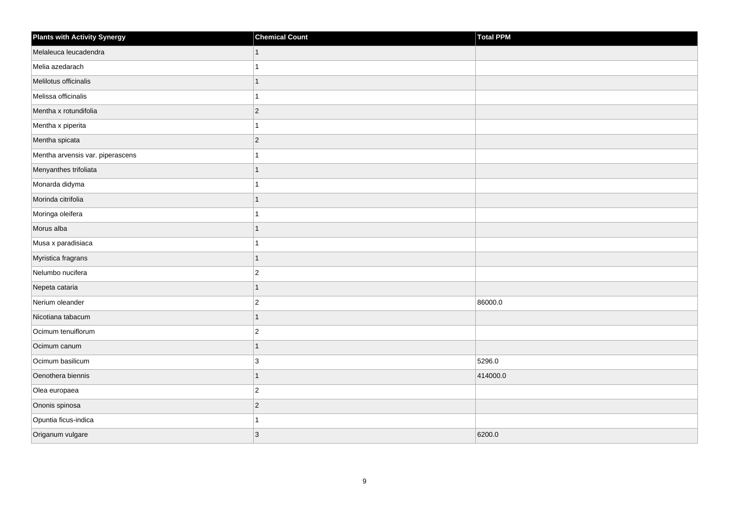| Plants with Activity Synergy | Chemical Count | Total PPM |
|---|---|---|
| Melaleuca leucadendra | 1 | |
| Melia azedarach | 1 | |
| Melilotus officinalis | 1 | |
| Melissa officinalis | 1 | |
| Mentha x rotundifolia | 2 | |
| Mentha x piperita | 1 | |
| Mentha spicata | 2 | |
| Mentha arvensis var. piperascens | 1 | |
| Menyanthes trifoliata | 1 | |
| Monarda didyma | 1 | |
| Morinda citrifolia | 1 | |
| Moringa oleifera | 1 | |
| Morus alba | 1 | |
| Musa x paradisiaca | 1 | |
| Myristica fragrans | 1 | |
| Nelumbo nucifera | 2 | |
| Nepeta cataria | 1 | |
| Nerium oleander | 2 | 86000.0 |
| Nicotiana tabacum | 1 | |
| Ocimum tenuiflorum | 2 | |
| Ocimum canum | 1 | |
| Ocimum basilicum | 3 | 5296.0 |
| Oenothera biennis | 1 | 414000.0 |
| Olea europaea | 2 | |
| Ononis spinosa | 2 | |
| Opuntia ficus-indica | 1 | |
| Origanum vulgare | 3 | 6200.0 |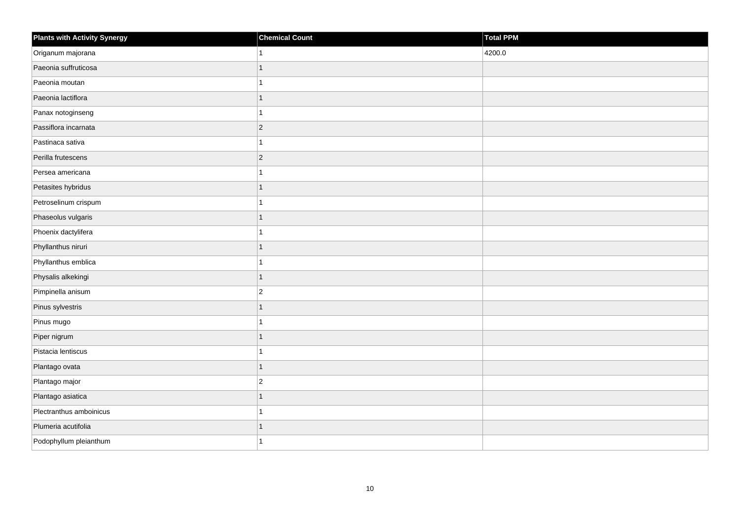| Plants with Activity Synergy | Chemical Count | Total PPM |
| --- | --- | --- |
| Origanum majorana | 1 | 4200.0 |
| Paeonia suffruticosa | 1 | |
| Paeonia moutan | 1 | |
| Paeonia lactiflora | 1 | |
| Panax notoginseng | 1 | |
| Passiflora incarnata | 2 | |
| Pastinaca sativa | 1 | |
| Perilla frutescens | 2 | |
| Persea americana | 1 | |
| Petasites hybridus | 1 | |
| Petroselinum crispum | 1 | |
| Phaseolus vulgaris | 1 | |
| Phoenix dactylifera | 1 | |
| Phyllanthus niruri | 1 | |
| Phyllanthus emblica | 1 | |
| Physalis alkekingi | 1 | |
| Pimpinella anisum | 2 | |
| Pinus sylvestris | 1 | |
| Pinus mugo | 1 | |
| Piper nigrum | 1 | |
| Pistacia lentiscus | 1 | |
| Plantago ovata | 1 | |
| Plantago major | 2 | |
| Plantago asiatica | 1 | |
| Plectranthus amboinicus | 1 | |
| Plumeria acutifolia | 1 | |
| Podophyllum pleianthum | 1 | |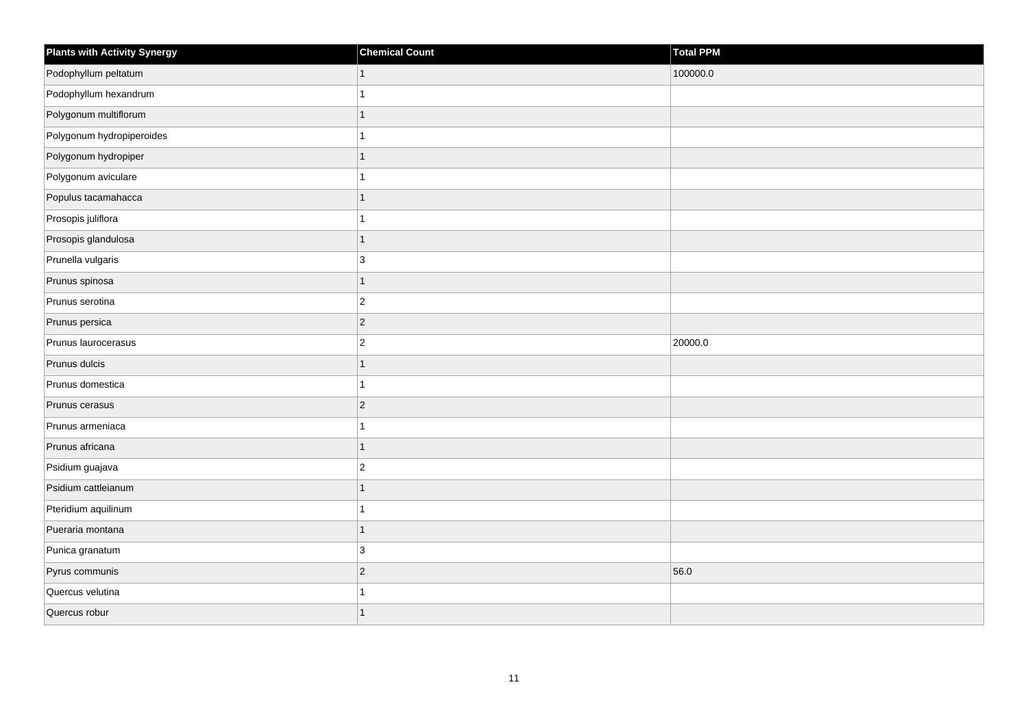| Plants with Activity Synergy | Chemical Count | Total PPM |
| --- | --- | --- |
| Podophyllum peltatum | 1 | 100000.0 |
| Podophyllum hexandrum | 1 | |
| Polygonum multiflorum | 1 | |
| Polygonum hydropiperoides | 1 | |
| Polygonum hydropiper | 1 | |
| Polygonum aviculare | 1 | |
| Populus tacamahacca | 1 | |
| Prosopis juliflora | 1 | |
| Prosopis glandulosa | 1 | |
| Prunella vulgaris | 3 | |
| Prunus spinosa | 1 | |
| Prunus serotina | 2 | |
| Prunus persica | 2 | |
| Prunus laurocerasus | 2 | 20000.0 |
| Prunus dulcis | 1 | |
| Prunus domestica | 1 | |
| Prunus cerasus | 2 | |
| Prunus armeniaca | 1 | |
| Prunus africana | 1 | |
| Psidium guajava | 2 | |
| Psidium cattleianum | 1 | |
| Pteridium aquilinum | 1 | |
| Pueraria montana | 1 | |
| Punica granatum | 3 | |
| Pyrus communis | 2 | 56.0 |
| Quercus velutina | 1 | |
| Quercus robur | 1 | |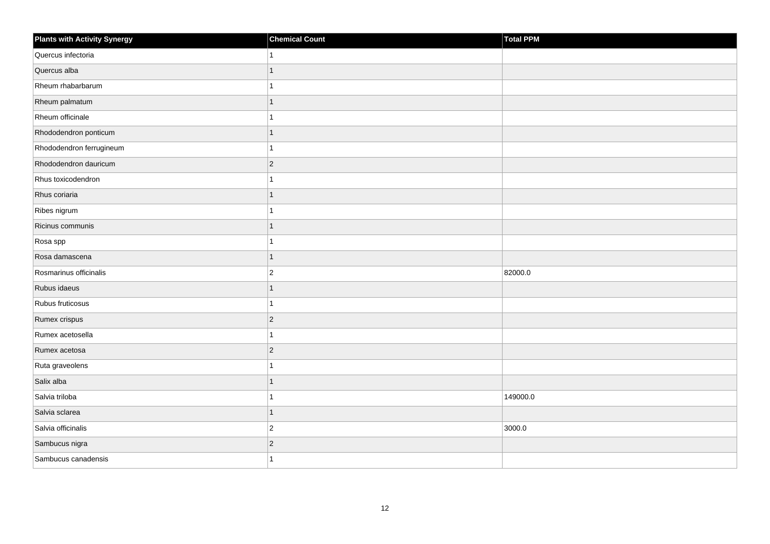| Plants with Activity Synergy | Chemical Count | Total PPM |
| --- | --- | --- |
| Quercus infectoria | 1 | |
| Quercus alba | 1 | |
| Rheum rhabarbarum | 1 | |
| Rheum palmatum | 1 | |
| Rheum officinale | 1 | |
| Rhododendron ponticum | 1 | |
| Rhododendron ferrugineum | 1 | |
| Rhododendron dauricum | 2 | |
| Rhus toxicodendron | 1 | |
| Rhus coriaria | 1 | |
| Ribes nigrum | 1 | |
| Ricinus communis | 1 | |
| Rosa spp | 1 | |
| Rosa damascena | 1 | |
| Rosmarinus officinalis | 2 | 82000.0 |
| Rubus idaeus | 1 | |
| Rubus fruticosus | 1 | |
| Rumex crispus | 2 | |
| Rumex acetosella | 1 | |
| Rumex acetosa | 2 | |
| Ruta graveolens | 1 | |
| Salix alba | 1 | |
| Salvia triloba | 1 | 149000.0 |
| Salvia sclarea | 1 | |
| Salvia officinalis | 2 | 3000.0 |
| Sambucus nigra | 2 | |
| Sambucus canadensis | 1 | |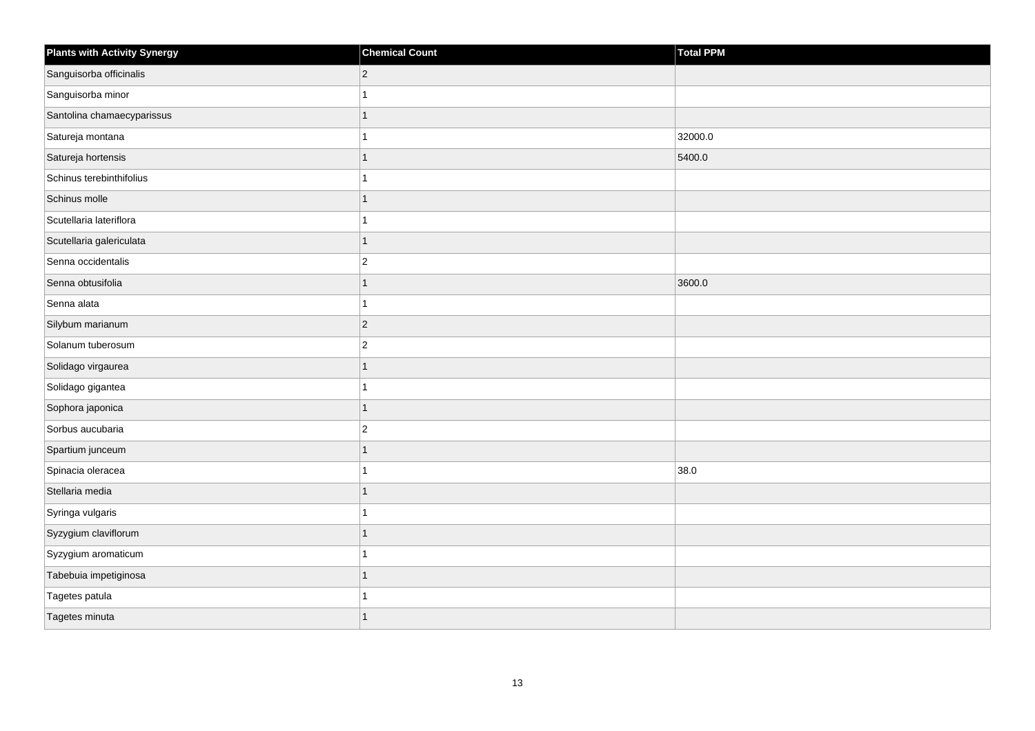| Plants with Activity Synergy | Chemical Count | Total PPM |
| --- | --- | --- |
| Sanguisorba officinalis | 2 | |
| Sanguisorba minor | 1 | |
| Santolina chamaecyparissus | 1 | |
| Satureja montana | 1 | 32000.0 |
| Satureja hortensis | 1 | 5400.0 |
| Schinus terebinthifolius | 1 | |
| Schinus molle | 1 | |
| Scutellaria lateriflora | 1 | |
| Scutellaria galericulata | 1 | |
| Senna occidentalis | 2 | |
| Senna obtusifolia | 1 | 3600.0 |
| Senna alata | 1 | |
| Silybum marianum | 2 | |
| Solanum tuberosum | 2 | |
| Solidago virgaurea | 1 | |
| Solidago gigantea | 1 | |
| Sophora japonica | 1 | |
| Sorbus aucubaria | 2 | |
| Spartium junceum | 1 | |
| Spinacia oleracea | 1 | 38.0 |
| Stellaria media | 1 | |
| Syringa vulgaris | 1 | |
| Syzygium claviflorum | 1 | |
| Syzygium aromaticum | 1 | |
| Tabebuia impetiginosa | 1 | |
| Tagetes patula | 1 | |
| Tagetes minuta | 1 | |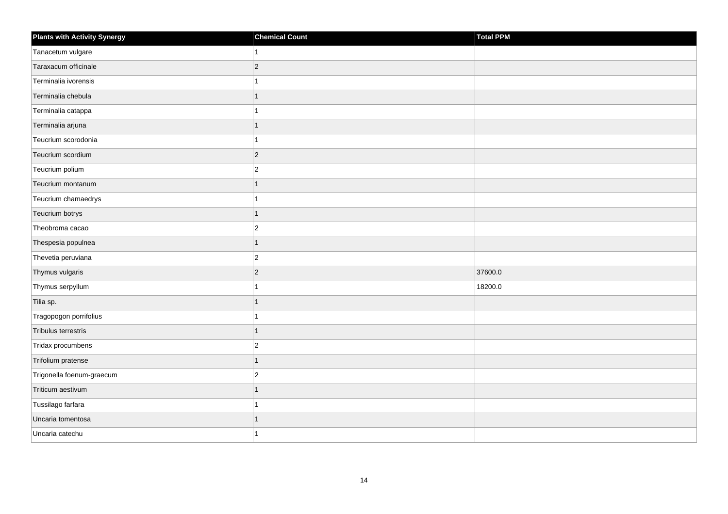| Plants with Activity Synergy | Chemical Count | Total PPM |
| --- | --- | --- |
| Tanacetum vulgare | 1 | |
| Taraxacum officinale | 2 | |
| Terminalia ivorensis | 1 | |
| Terminalia chebula | 1 | |
| Terminalia catappa | 1 | |
| Terminalia arjuna | 1 | |
| Teucrium scorodonia | 1 | |
| Teucrium scordium | 2 | |
| Teucrium polium | 2 | |
| Teucrium montanum | 1 | |
| Teucrium chamaedrys | 1 | |
| Teucrium botrys | 1 | |
| Theobroma cacao | 2 | |
| Thespesia populnea | 1 | |
| Thevetia peruviana | 2 | |
| Thymus vulgaris | 2 | 37600.0 |
| Thymus serpyllum | 1 | 18200.0 |
| Tilia sp. | 1 | |
| Tragopogon porrifolius | 1 | |
| Tribulus terrestris | 1 | |
| Tridax procumbens | 2 | |
| Trifolium pratense | 1 | |
| Trigonella foenum-graecum | 2 | |
| Triticum aestivum | 1 | |
| Tussilago farfara | 1 | |
| Uncaria tomentosa | 1 | |
| Uncaria catechu | 1 | |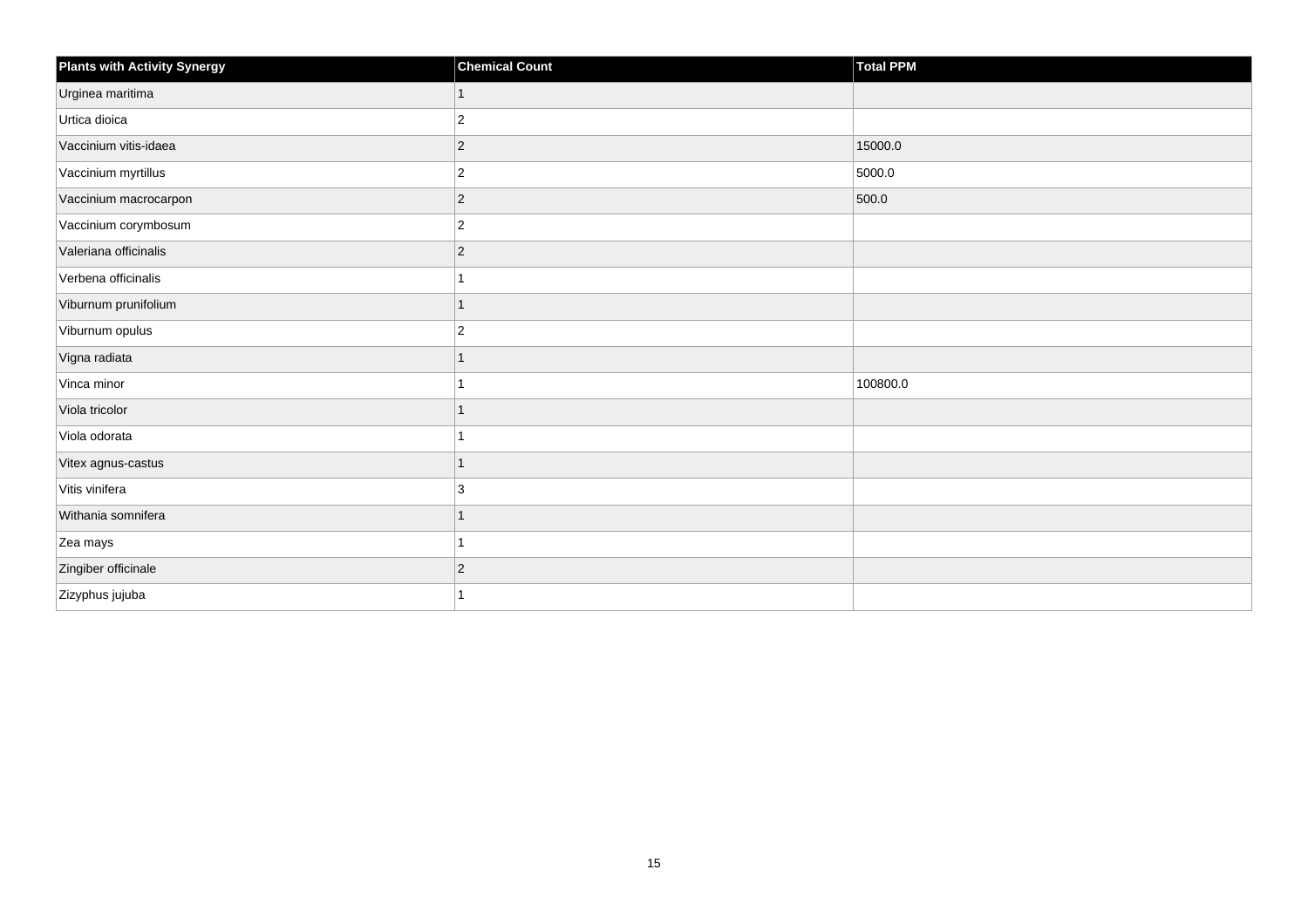| Plants with Activity Synergy | Chemical Count | Total PPM |
|---|---|---|
| Urginea maritima | 1 | |
| Urtica dioica | 2 | |
| Vaccinium vitis-idaea | 2 | 15000.0 |
| Vaccinium myrtillus | 2 | 5000.0 |
| Vaccinium macrocarpon | 2 | 500.0 |
| Vaccinium corymbosum | 2 | |
| Valeriana officinalis | 2 | |
| Verbena officinalis | 1 | |
| Viburnum prunifolium | 1 | |
| Viburnum opulus | 2 | |
| Vigna radiata | 1 | |
| Vinca minor | 1 | 100800.0 |
| Viola tricolor | 1 | |
| Viola odorata | 1 | |
| Vitex agnus-castus | 1 | |
| Vitis vinifera | 3 | |
| Withania somnifera | 1 | |
| Zea mays | 1 | |
| Zingiber officinale | 2 | |
| Zizyphus jujuba | 1 | |